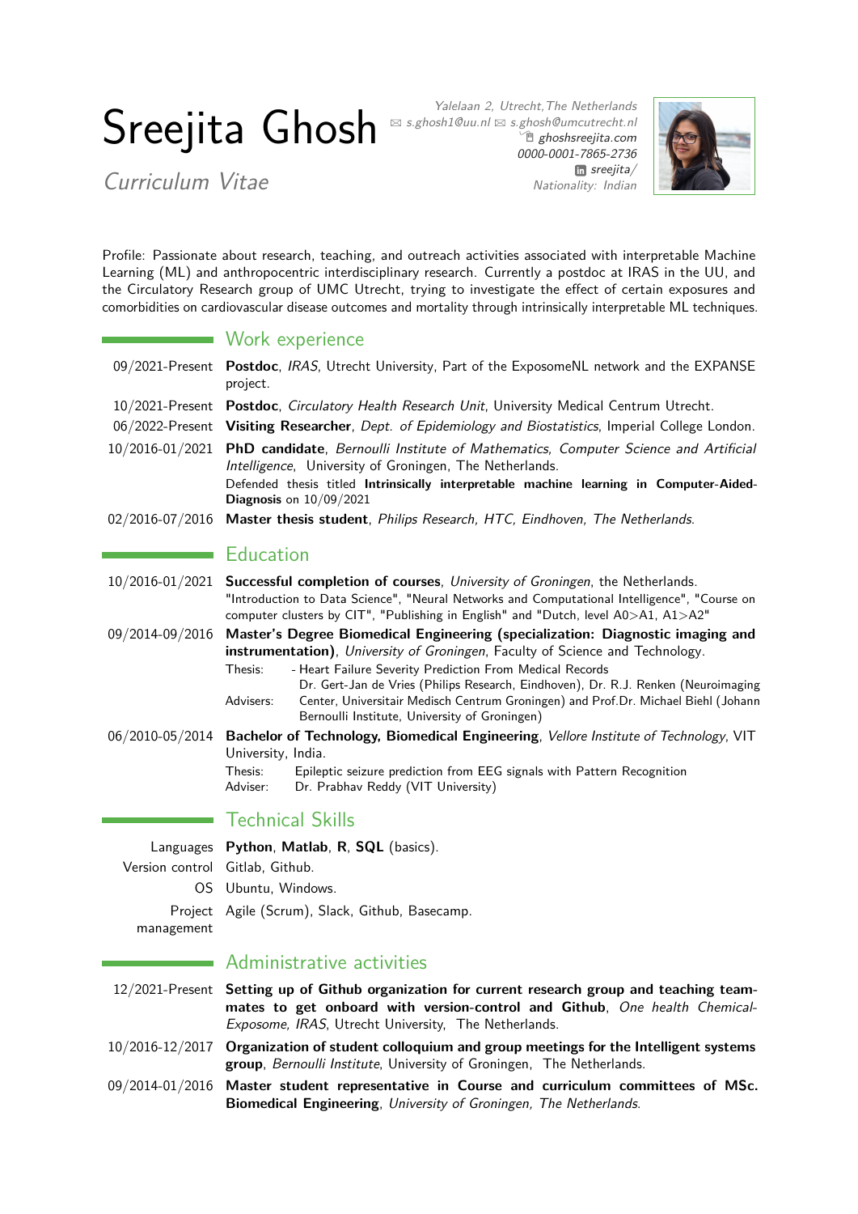# Sreejita Ghosh

Curriculum Vitae

Yalelaan 2, Utrecht, The Netherlands
s.ghosh1@uu.nl s.ghosh@umcutrecht.nl
ghoshsreejita.com
0000-0001-7865-2736
sreejita/
Nationality: Indian

Profile: Passionate about research, teaching, and outreach activities associated with interpretable Machine Learning (ML) and anthropocentric interdisciplinary research. Currently a postdoc at IRAS in the UU, and the Circulatory Research group of UMC Utrecht, trying to investigate the effect of certain exposures and comorbidities on cardiovascular disease outcomes and mortality through intrinsically interpretable ML techniques.

## Work experience

09/2021-Present **Postdoc**, *IRAS*, Utrecht University, Part of the ExposomeNL network and the EXPANSE project.

10/2021-Present **Postdoc**, *Circulatory Health Research Unit*, University Medical Centrum Utrecht.

06/2022-Present **Visiting Researcher**, *Dept. of Epidemiology and Biostatistics*, Imperial College London.

10/2016-01/2021 **PhD candidate**, *Bernoulli Institute of Mathematics, Computer Science and Artificial Intelligence*, University of Groningen, The Netherlands.
Defended thesis titled **Intrinsically interpretable machine learning in Computer-Aided-Diagnosis** on 10/09/2021

02/2016-07/2016 **Master thesis student**, *Philips Research, HTC, Eindhoven, The Netherlands*.

## Education

10/2016-01/2021 **Successful completion of courses**, *University of Groningen*, the Netherlands.
"Introduction to Data Science", "Neural Networks and Computational Intelligence", "Course on computer clusters by CIT", "Publishing in English" and "Dutch, level A0>A1, A1>A2"

09/2014-09/2016 **Master's Degree Biomedical Engineering (specialization: Diagnostic imaging and instrumentation)**, *University of Groningen*, Faculty of Science and Technology.
Thesis: - Heart Failure Severity Prediction From Medical Records
Advisers: Dr. Gert-Jan de Vries (Philips Research, Eindhoven), Dr. R.J. Renken (Neuroimaging Center, Universitair Medisch Centrum Groningen) and Prof.Dr. Michael Biehl (Johann Bernoulli Institute, University of Groningen)

06/2010-05/2014 **Bachelor of Technology, Biomedical Engineering**, *Vellore Institute of Technology*, VIT University, India.
Thesis: Epileptic seizure prediction from EEG signals with Pattern Recognition
Adviser: Dr. Prabhav Reddy (VIT University)

## Technical Skills

Languages **Python**, **Matlab**, **R**, **SQL** (basics).

Version control Gitlab, Github.

OS Ubuntu, Windows.

Project management Agile (Scrum), Slack, Github, Basecamp.

## Administrative activities

12/2021-Present **Setting up of Github organization for current research group and teaching team-mates to get onboard with version-control and Github**, *One health Chemical-Exposome, IRAS*, Utrecht University, The Netherlands.

10/2016-12/2017 **Organization of student colloquium and group meetings for the Intelligent systems group**, *Bernoulli Institute*, University of Groningen, The Netherlands.

09/2014-01/2016 **Master student representative in Course and curriculum committees of MSc. Biomedical Engineering**, *University of Groningen, The Netherlands*.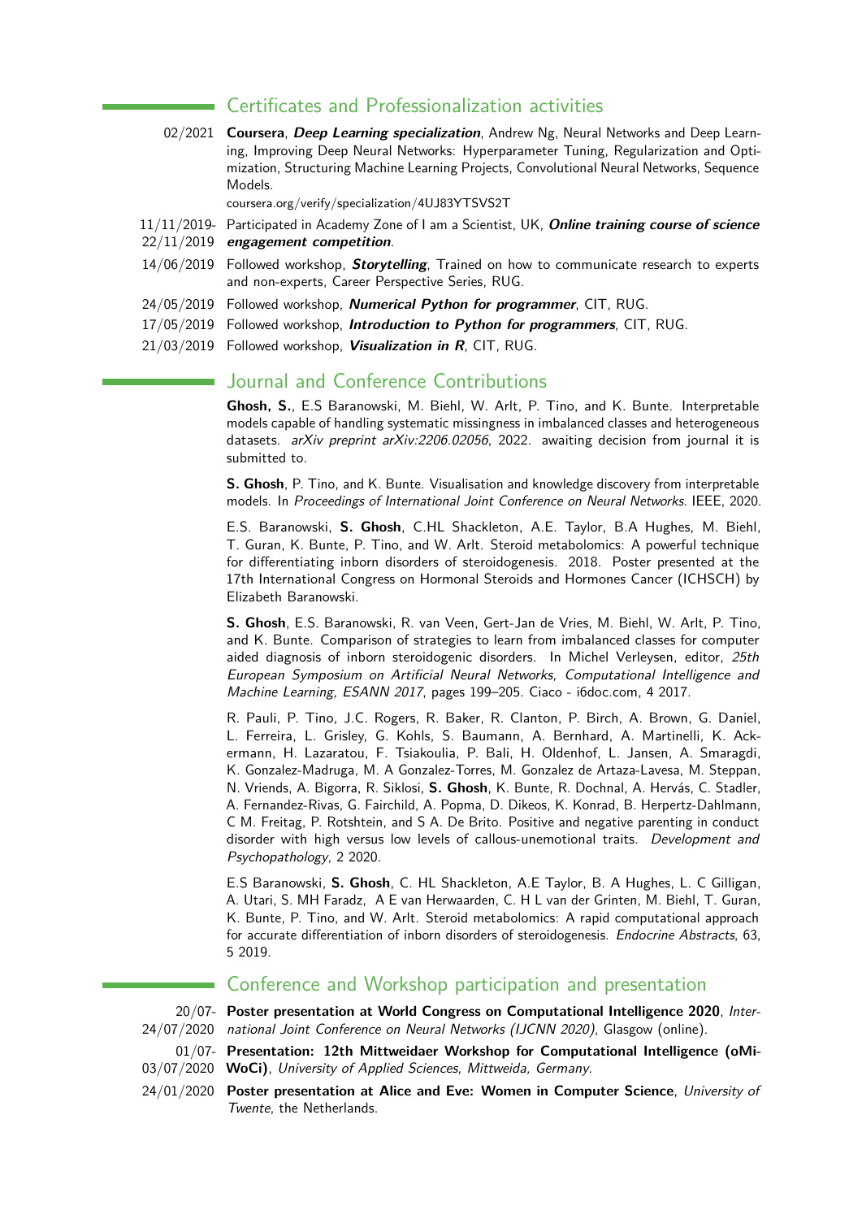## Certificates and Professionalization activities

02/2021 **Coursera**, ***Deep Learning specialization***, Andrew Ng, Neural Networks and Deep Learning, Improving Deep Neural Networks: Hyperparameter Tuning, Regularization and Optimization, Structuring Machine Learning Projects, Convolutional Neural Networks, Sequence Models.
coursera.org/verify/specialization/4UJ83YTSVS2T

11/11/2019-22/11/2019 Participated in Academy Zone of I am a Scientist, UK, ***Online training course of science engagement competition***.

14/06/2019 Followed workshop, ***Storytelling***, Trained on how to communicate research to experts and non-experts, Career Perspective Series, RUG.

24/05/2019 Followed workshop, ***Numerical Python for programmer***, CIT, RUG.

17/05/2019 Followed workshop, ***Introduction to Python for programmers***, CIT, RUG.

21/03/2019 Followed workshop, ***Visualization in R***, CIT, RUG.

## Journal and Conference Contributions

**Ghosh, S.**, E.S Baranowski, M. Biehl, W. Arlt, P. Tino, and K. Bunte. Interpretable models capable of handling systematic missingness in imbalanced classes and heterogeneous datasets. *arXiv preprint arXiv:2206.02056*, 2022. awaiting decision from journal it is submitted to.

**S. Ghosh**, P. Tino, and K. Bunte. Visualisation and knowledge discovery from interpretable models. In *Proceedings of International Joint Conference on Neural Networks*. IEEE, 2020.

E.S. Baranowski, **S. Ghosh**, C.HL Shackleton, A.E. Taylor, B.A Hughes, M. Biehl, T. Guran, K. Bunte, P. Tino, and W. Arlt. Steroid metabolomics: A powerful technique for differentiating inborn disorders of steroidogenesis. 2018. Poster presented at the 17th International Congress on Hormonal Steroids and Hormones Cancer (ICHSCH) by Elizabeth Baranowski.

**S. Ghosh**, E.S. Baranowski, R. van Veen, Gert-Jan de Vries, M. Biehl, W. Arlt, P. Tino, and K. Bunte. Comparison of strategies to learn from imbalanced classes for computer aided diagnosis of inborn steroidogenic disorders. In Michel Verleysen, editor, *25th European Symposium on Artificial Neural Networks, Computational Intelligence and Machine Learning, ESANN 2017*, pages 199–205. Ciaco - i6doc.com, 4 2017.

R. Pauli, P. Tino, J.C. Rogers, R. Baker, R. Clanton, P. Birch, A. Brown, G. Daniel, L. Ferreira, L. Grisley, G. Kohls, S. Baumann, A. Bernhard, A. Martinelli, K. Ackermann, H. Lazaratou, F. Tsiakoulia, P. Bali, H. Oldenhof, L. Jansen, A. Smaragdi, K. Gonzalez-Madruga, M. A Gonzalez-Torres, M. Gonzalez de Artaza-Lavesa, M. Steppan, N. Vriends, A. Bigorra, R. Siklosi, **S. Ghosh**, K. Bunte, R. Dochnal, A. Hervás, C. Stadler, A. Fernandez-Rivas, G. Fairchild, A. Popma, D. Dikeos, K. Konrad, B. Herpertz-Dahlmann, C M. Freitag, P. Rotshtein, and S A. De Brito. Positive and negative parenting in conduct disorder with high versus low levels of callous-unemotional traits. *Development and Psychopathology*, 2 2020.

E.S Baranowski, **S. Ghosh**, C. HL Shackleton, A.E Taylor, B. A Hughes, L. C Gilligan, A. Utari, S. MH Faradz, A E van Herwaarden, C. H L van der Grinten, M. Biehl, T. Guran, K. Bunte, P. Tino, and W. Arlt. Steroid metabolomics: A rapid computational approach for accurate differentiation of inborn disorders of steroidogenesis. *Endocrine Abstracts*, 63, 5 2019.

## Conference and Workshop participation and presentation

20/07-24/07/2020 **Poster presentation at World Congress on Computational Intelligence 2020**, *International Joint Conference on Neural Networks (IJCNN 2020)*, Glasgow (online).

01/07-03/07/2020 **Presentation: 12th Mittweidaer Workshop for Computational Intelligence (oMiWoCi)**, *University of Applied Sciences, Mittweida, Germany*.

24/01/2020 **Poster presentation at Alice and Eve: Women in Computer Science**, *University of Twente*, the Netherlands.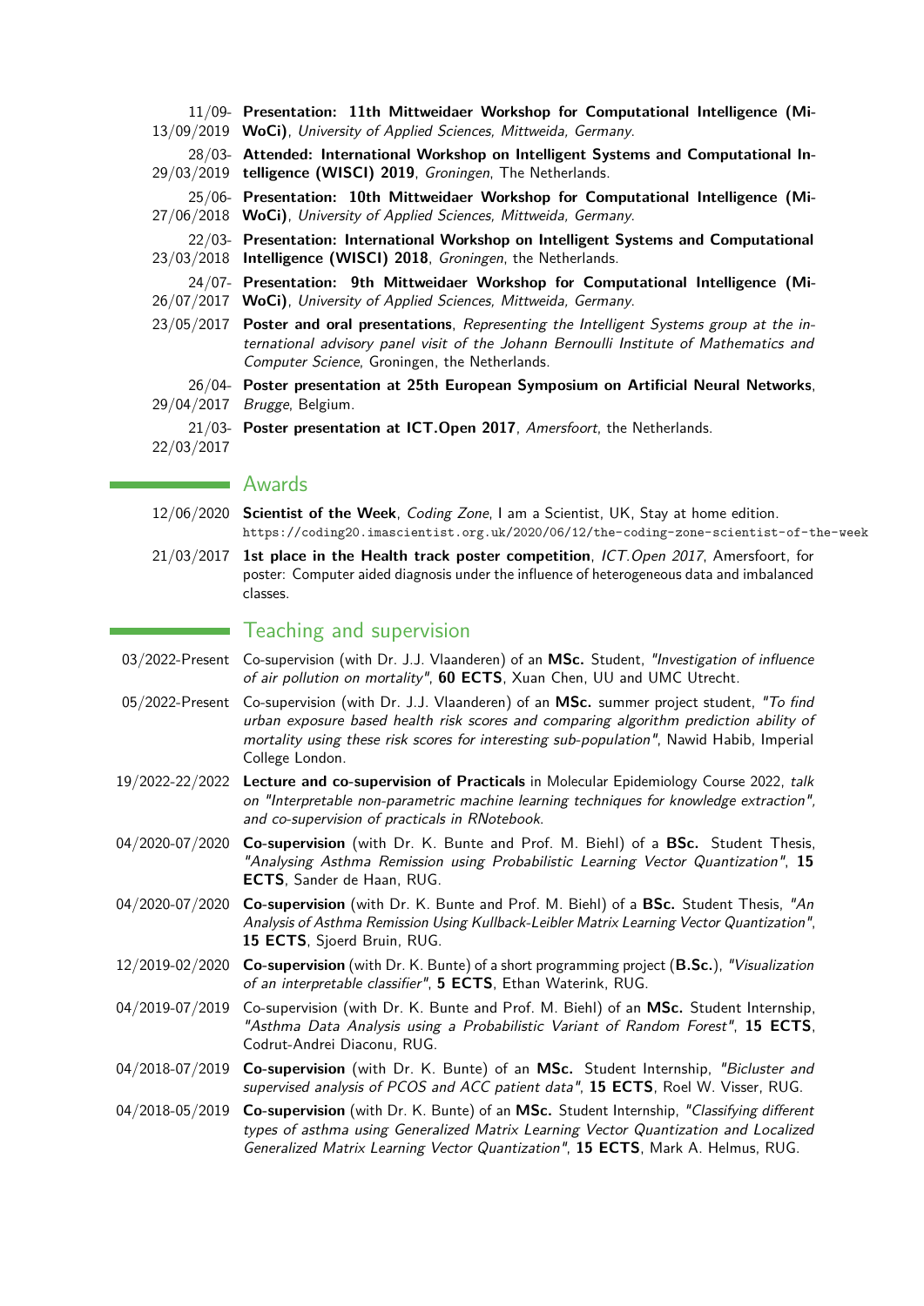- 11/09-13/09/2019 **Presentation: 11th Mittweidaer Workshop for Computational Intelligence (MiWoCi)**, *University of Applied Sciences, Mittweida, Germany.*
- 28/03-29/03/2019 **Attended: International Workshop on Intelligent Systems and Computational Intelligence (WISCI) 2019**, *Groningen*, The Netherlands.
- 25/06-27/06/2018 **Presentation: 10th Mittweidaer Workshop for Computational Intelligence (MiWoCi)**, *University of Applied Sciences, Mittweida, Germany.*
- 22/03-23/03/2018 **Presentation: International Workshop on Intelligent Systems and Computational Intelligence (WISCI) 2018**, *Groningen*, the Netherlands.
- 24/07-26/07/2017 **Presentation: 9th Mittweidaer Workshop for Computational Intelligence (MiWoCi)**, *University of Applied Sciences, Mittweida, Germany.*
- 23/05/2017 **Poster and oral presentations**, *Representing the Intelligent Systems group at the international advisory panel visit of the Johann Bernoulli Institute of Mathematics and Computer Science*, Groningen, the Netherlands.
- 26/04-29/04/2017 **Poster presentation at 25th European Symposium on Artificial Neural Networks**, *Brugge*, Belgium.
- 21/03-22/03/2017 **Poster presentation at ICT.Open 2017**, *Amersfoort*, the Netherlands.

## Awards

- 12/06/2020 **Scientist of the Week**, *Coding Zone*, I am a Scientist, UK, Stay at home edition. `https://coding20.imascientist.org.uk/2020/06/12/the-coding-zone-scientist-of-the-week`
- 21/03/2017 **1st place in the Health track poster competition**, *ICT.Open 2017*, Amersfoort, for poster: Computer aided diagnosis under the influence of heterogeneous data and imbalanced classes.

## Teaching and supervision

- 03/2022-Present Co-supervision (with Dr. J.J. Vlaanderen) of an **MSc.** Student, *"Investigation of influence of air pollution on mortality"*, **60 ECTS**, Xuan Chen, UU and UMC Utrecht.
- 05/2022-Present Co-supervision (with Dr. J.J. Vlaanderen) of an **MSc.** summer project student, *"To find urban exposure based health risk scores and comparing algorithm prediction ability of mortality using these risk scores for interesting sub-population"*, Nawid Habib, Imperial College London.
- 19/2022-22/2022 **Lecture and co-supervision of Practicals** in Molecular Epidemiology Course 2022, *talk on "Interpretable non-parametric machine learning techniques for knowledge extraction", and co-supervision of practicals in RNotebook.*
- 04/2020-07/2020 **Co-supervision** (with Dr. K. Bunte and Prof. M. Biehl) of a **BSc.** Student Thesis, *"Analysing Asthma Remission using Probabilistic Learning Vector Quantization"*, **15 ECTS**, Sander de Haan, RUG.
- 04/2020-07/2020 **Co-supervision** (with Dr. K. Bunte and Prof. M. Biehl) of a **BSc.** Student Thesis, *"An Analysis of Asthma Remission Using Kullback-Leibler Matrix Learning Vector Quantization"*, **15 ECTS**, Sjoerd Bruin, RUG.
- 12/2019-02/2020 **Co-supervision** (with Dr. K. Bunte) of a short programming project (**B.Sc.**), *"Visualization of an interpretable classifier"*, **5 ECTS**, Ethan Waterink, RUG.
- 04/2019-07/2019 Co-supervision (with Dr. K. Bunte and Prof. M. Biehl) of an **MSc.** Student Internship, *"Asthma Data Analysis using a Probabilistic Variant of Random Forest"*, **15 ECTS**, Codrut-Andrei Diaconu, RUG.
- 04/2018-07/2019 **Co-supervision** (with Dr. K. Bunte) of an **MSc.** Student Internship, *"Bicluster and supervised analysis of PCOS and ACC patient data"*, **15 ECTS**, Roel W. Visser, RUG.
- 04/2018-05/2019 **Co-supervision** (with Dr. K. Bunte) of an **MSc.** Student Internship, *"Classifying different types of asthma using Generalized Matrix Learning Vector Quantization and Localized Generalized Matrix Learning Vector Quantization"*, **15 ECTS**, Mark A. Helmus, RUG.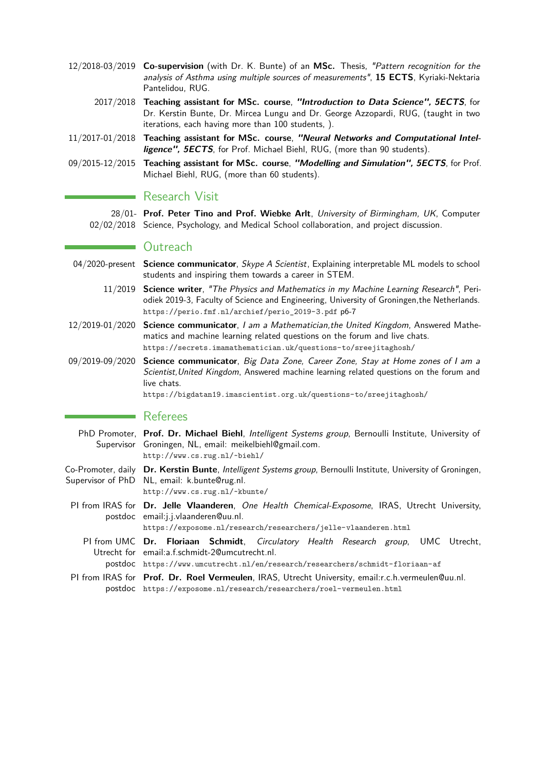12/2018-03/2019 **Co-supervision** (with Dr. K. Bunte) of an **MSc.** Thesis, *"Pattern recognition for the analysis of Asthma using multiple sources of measurements"*, **15 ECTS**, Kyriaki-Nektaria Pantelidou, RUG.

2017/2018 **Teaching assistant for MSc. course**, ***"Introduction to Data Science", 5ECTS***, for Dr. Kerstin Bunte, Dr. Mircea Lungu and Dr. George Azzopardi, RUG, (taught in two iterations, each having more than 100 students, ).

11/2017-01/2018 **Teaching assistant for MSc. course**, ***"Neural Networks and Computational Intelligence", 5ECTS***, for Prof. Michael Biehl, RUG, (more than 90 students).

09/2015-12/2015 **Teaching assistant for MSc. course**, ***"Modelling and Simulation", 5ECTS***, for Prof. Michael Biehl, RUG, (more than 60 students).

## Research Visit

28/01-02/02/2018 **Prof. Peter Tino and Prof. Wiebke Arlt**, *University of Birmingham, UK*, Computer Science, Psychology, and Medical School collaboration, and project discussion.

## Outreach

04/2020-present **Science communicator**, *Skype A Scientist*, Explaining interpretable ML models to school students and inspiring them towards a career in STEM.

11/2019 **Science writer**, *"The Physics and Mathematics in my Machine Learning Research"*, Periodiek 2019-3, Faculty of Science and Engineering, University of Groningen,the Netherlands. https://perio.fmf.nl/archief/perio_2019-3.pdf p6-7

12/2019-01/2020 **Science communicator**, *I am a Mathematician,the United Kingdom*, Answered Mathematics and machine learning related questions on the forum and live chats.
https://secrets.imamathematician.uk/questions-to/sreejitaghosh/

09/2019-09/2020 **Science communicator**, *Big Data Zone, Career Zone, Stay at Home zones of I am a Scientist,United Kingdom*, Answered machine learning related questions on the forum and live chats.
https://bigdatan19.imascientist.org.uk/questions-to/sreejitaghosh/

## Referees

PhD Promoter, Supervisor **Prof. Dr. Michael Biehl**, *Intelligent Systems group*, Bernoulli Institute, University of Groningen, NL, email: meikelbiehl@gmail.com.
http://www.cs.rug.nl/~biehl/

Co-Promoter, daily Supervisor of PhD **Dr. Kerstin Bunte**, *Intelligent Systems group*, Bernoulli Institute, University of Groningen, NL, email: k.bunte@rug.nl.
http://www.cs.rug.nl/~kbunte/

PI from IRAS for postdoc **Dr. Jelle Vlaanderen**, *One Health Chemical-Exposome*, IRAS, Utrecht University, email:j.j.vlaanderen@uu.nl.
https://exposome.nl/research/researchers/jelle-vlaanderen.html

PI from UMC Utrecht for postdoc **Dr. Floriaan Schmidt**, *Circulatory Health Research group*, UMC Utrecht, email:a.f.schmidt-2@umcutrecht.nl.
https://www.umcutrecht.nl/en/research/researchers/schmidt-floriaan-af

PI from IRAS for postdoc **Prof. Dr. Roel Vermeulen**, IRAS, Utrecht University, email:r.c.h.vermeulen@uu.nl.
https://exposome.nl/research/researchers/roel-vermeulen.html